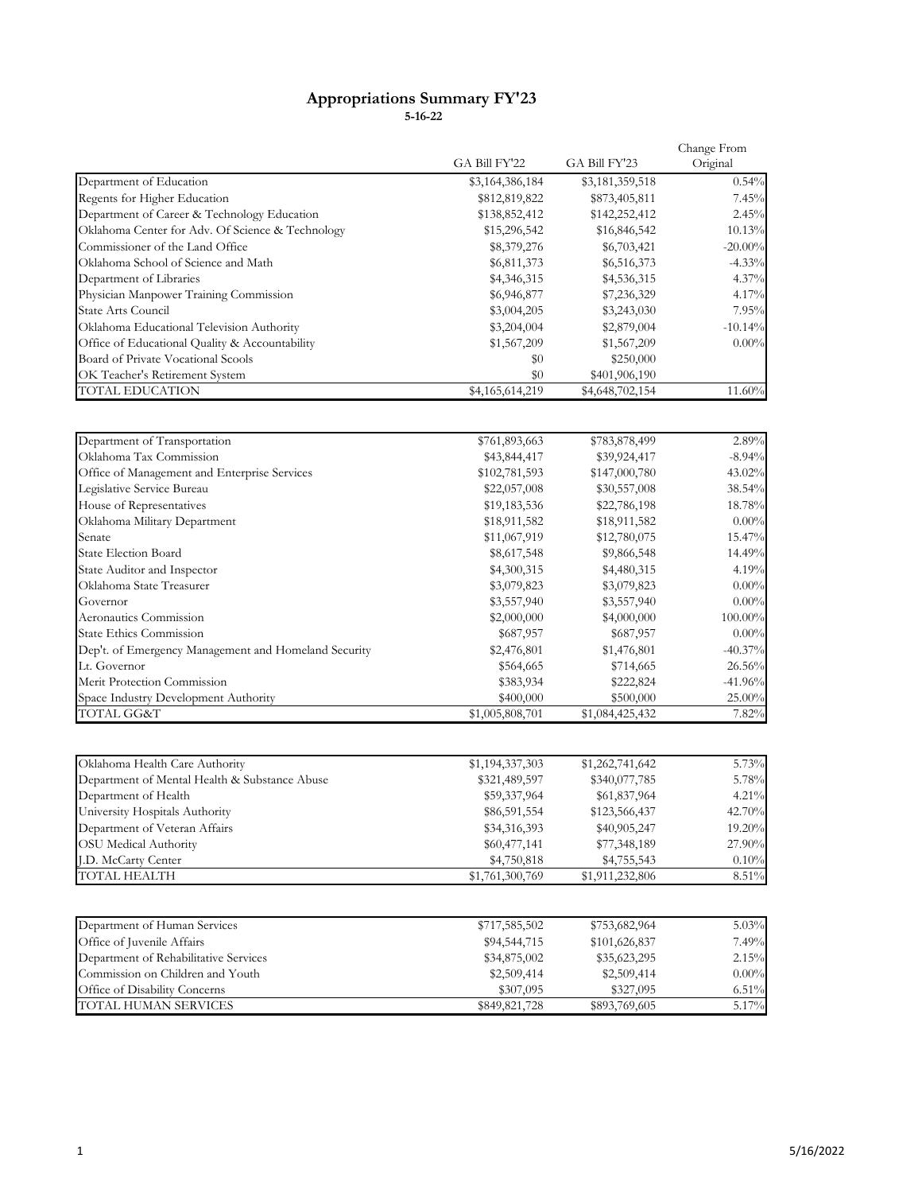# Appropriations Summary FY'23

**5-16-22**

| | GA Bill FY'22 | GA Bill FY'23 | Change From Original |
|---|---|---|---|
| Department of Education | $3,164,386,184 | $3,181,359,518 | 0.54% |
| Regents for Higher Education | $812,819,822 | $873,405,811 | 7.45% |
| Department of Career & Technology Education | $138,852,412 | $142,252,412 | 2.45% |
| Oklahoma Center for Adv. Of Science & Technology | $15,296,542 | $16,846,542 | 10.13% |
| Commissioner of the Land Office | $8,379,276 | $6,703,421 | -20.00% |
| Oklahoma School of Science and Math | $6,811,373 | $6,516,373 | -4.33% |
| Department of Libraries | $4,346,315 | $4,536,315 | 4.37% |
| Physician Manpower Training Commission | $6,946,877 | $7,236,329 | 4.17% |
| State Arts Council | $3,004,205 | $3,243,030 | 7.95% |
| Oklahoma Educational Television Authority | $3,204,004 | $2,879,004 | -10.14% |
| Office of Educational Quality & Accountability | $1,567,209 | $1,567,209 | 0.00% |
| Board of Private Vocational Scools | $0 | $250,000 | |
| OK Teacher's Retirement System | $0 | $401,906,190 | |
| TOTAL EDUCATION | $4,165,614,219 | $4,648,702,154 | 11.60% |

| | | | |
|---|---|---|---|
| Department of Transportation | $761,893,663 | $783,878,499 | 2.89% |
| Oklahoma Tax Commission | $43,844,417 | $39,924,417 | -8.94% |
| Office of Management and Enterprise Services | $102,781,593 | $147,000,780 | 43.02% |
| Legislative Service Bureau | $22,057,008 | $30,557,008 | 38.54% |
| House of Representatives | $19,183,536 | $22,786,198 | 18.78% |
| Oklahoma Military Department | $18,911,582 | $18,911,582 | 0.00% |
| Senate | $11,067,919 | $12,780,075 | 15.47% |
| State Election Board | $8,617,548 | $9,866,548 | 14.49% |
| State Auditor and Inspector | $4,300,315 | $4,480,315 | 4.19% |
| Oklahoma State Treasurer | $3,079,823 | $3,079,823 | 0.00% |
| Governor | $3,557,940 | $3,557,940 | 0.00% |
| Aeronautics Commission | $2,000,000 | $4,000,000 | 100.00% |
| State Ethics Commission | $687,957 | $687,957 | 0.00% |
| Dep't. of Emergency Management and Homeland Security | $2,476,801 | $1,476,801 | -40.37% |
| Lt. Governor | $564,665 | $714,665 | 26.56% |
| Merit Protection Commission | $383,934 | $222,824 | -41.96% |
| Space Industry Development Authority | $400,000 | $500,000 | 25.00% |
| TOTAL GG&T | $1,005,808,701 | $1,084,425,432 | 7.82% |

| | | | |
|---|---|---|---|
| Oklahoma Health Care Authority | $1,194,337,303 | $1,262,741,642 | 5.73% |
| Department of Mental Health & Substance Abuse | $321,489,597 | $340,077,785 | 5.78% |
| Department of Health | $59,337,964 | $61,837,964 | 4.21% |
| University Hospitals Authority | $86,591,554 | $123,566,437 | 42.70% |
| Department of Veteran Affairs | $34,316,393 | $40,905,247 | 19.20% |
| OSU Medical Authority | $60,477,141 | $77,348,189 | 27.90% |
| J.D. McCarty Center | $4,750,818 | $4,755,543 | 0.10% |
| TOTAL HEALTH | $1,761,300,769 | $1,911,232,806 | 8.51% |

| | | | |
|---|---|---|---|
| Department of Human Services | $717,585,502 | $753,682,964 | 5.03% |
| Office of Juvenile Affairs | $94,544,715 | $101,626,837 | 7.49% |
| Department of Rehabilitative Services | $34,875,002 | $35,623,295 | 2.15% |
| Commission on Children and Youth | $2,509,414 | $2,509,414 | 0.00% |
| Office of Disability Concerns | $307,095 | $327,095 | 6.51% |
| TOTAL HUMAN SERVICES | $849,821,728 | $893,769,605 | 5.17% |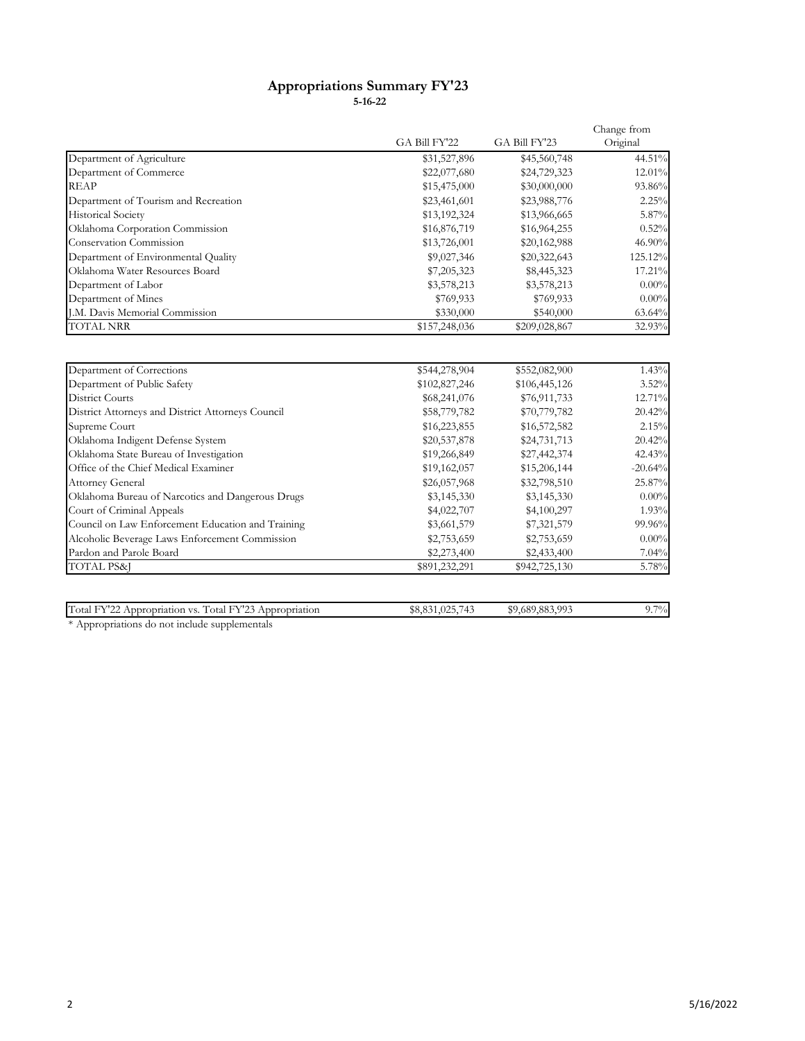## Appropriations Summary FY'23

**5-16-22**

| | GA Bill FY'22 | GA Bill FY'23 | Change from Original |
|---|---|---|---|
| Department of Agriculture | $31,527,896 | $45,560,748 | 44.51% |
| Department of Commerce | $22,077,680 | $24,729,323 | 12.01% |
| REAP | $15,475,000 | $30,000,000 | 93.86% |
| Department of Tourism and Recreation | $23,461,601 | $23,988,776 | 2.25% |
| Historical Society | $13,192,324 | $13,966,665 | 5.87% |
| Oklahoma Corporation Commission | $16,876,719 | $16,964,255 | 0.52% |
| Conservation Commission | $13,726,001 | $20,162,988 | 46.90% |
| Department of Environmental Quality | $9,027,346 | $20,322,643 | 125.12% |
| Oklahoma Water Resources Board | $7,205,323 | $8,445,323 | 17.21% |
| Department of Labor | $3,578,213 | $3,578,213 | 0.00% |
| Department of Mines | $769,933 | $769,933 | 0.00% |
| J.M. Davis Memorial Commission | $330,000 | $540,000 | 63.64% |
| TOTAL NRR | $157,248,036 | $209,028,867 | 32.93% |

| | | | |
|---|---|---|---|
| Department of Corrections | $544,278,904 | $552,082,900 | 1.43% |
| Department of Public Safety | $102,827,246 | $106,445,126 | 3.52% |
| District Courts | $68,241,076 | $76,911,733 | 12.71% |
| District Attorneys and District Attorneys Council | $58,779,782 | $70,779,782 | 20.42% |
| Supreme Court | $16,223,855 | $16,572,582 | 2.15% |
| Oklahoma Indigent Defense System | $20,537,878 | $24,731,713 | 20.42% |
| Oklahoma State Bureau of Investigation | $19,266,849 | $27,442,374 | 42.43% |
| Office of the Chief Medical Examiner | $19,162,057 | $15,206,144 | -20.64% |
| Attorney General | $26,057,968 | $32,798,510 | 25.87% |
| Oklahoma Bureau of Narcotics and Dangerous Drugs | $3,145,330 | $3,145,330 | 0.00% |
| Court of Criminal Appeals | $4,022,707 | $4,100,297 | 1.93% |
| Council on Law Enforcement Education and Training | $3,661,579 | $7,321,579 | 99.96% |
| Alcoholic Beverage Laws Enforcement Commission | $2,753,659 | $2,753,659 | 0.00% |
| Pardon and Parole Board | $2,273,400 | $2,433,400 | 7.04% |
| TOTAL PS&J | $891,232,291 | $942,725,130 | 5.78% |

| | | | |
|---|---|---|---|
| Total FY'22 Appropriation vs. Total FY'23 Appropriation | $8,831,025,743 | $9,689,883,993 | 9.7% |

* Appropriations do not include supplementals